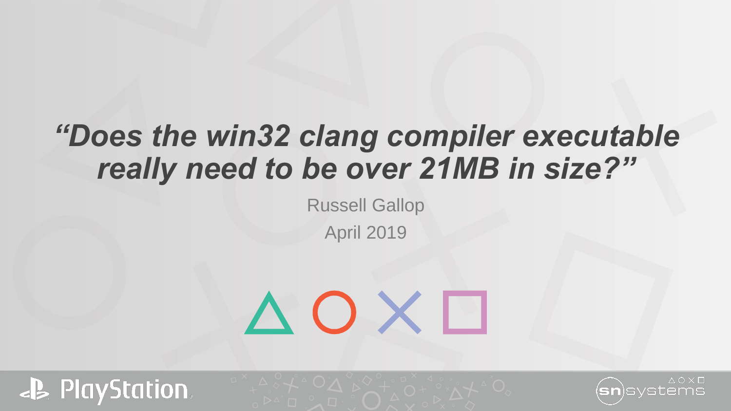# *"Does the win32 clang compiler executable really need to be over 21MB in size?"*

Russell Gallop

April 2019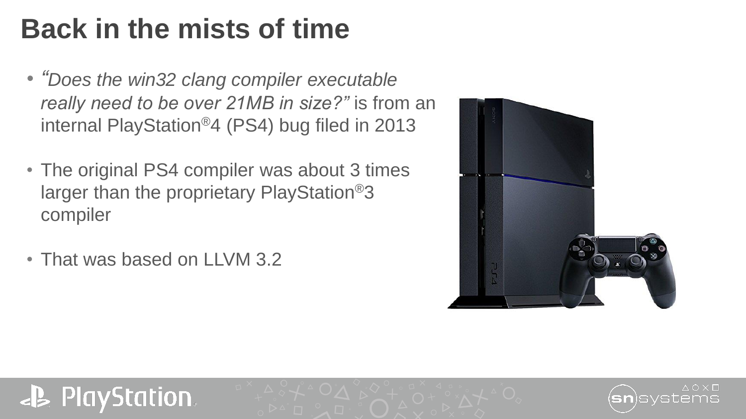# Back in the mists of time

- *"Does the win32 clang compiler executable really need to be over 21MB in size?"* is from an internal PlayStation®4 (PS4) bug filed in 2013
- The original PS4 compiler was about 3 times larger than the proprietary PlayStation®3 compiler
- That was based on LLVM 3.2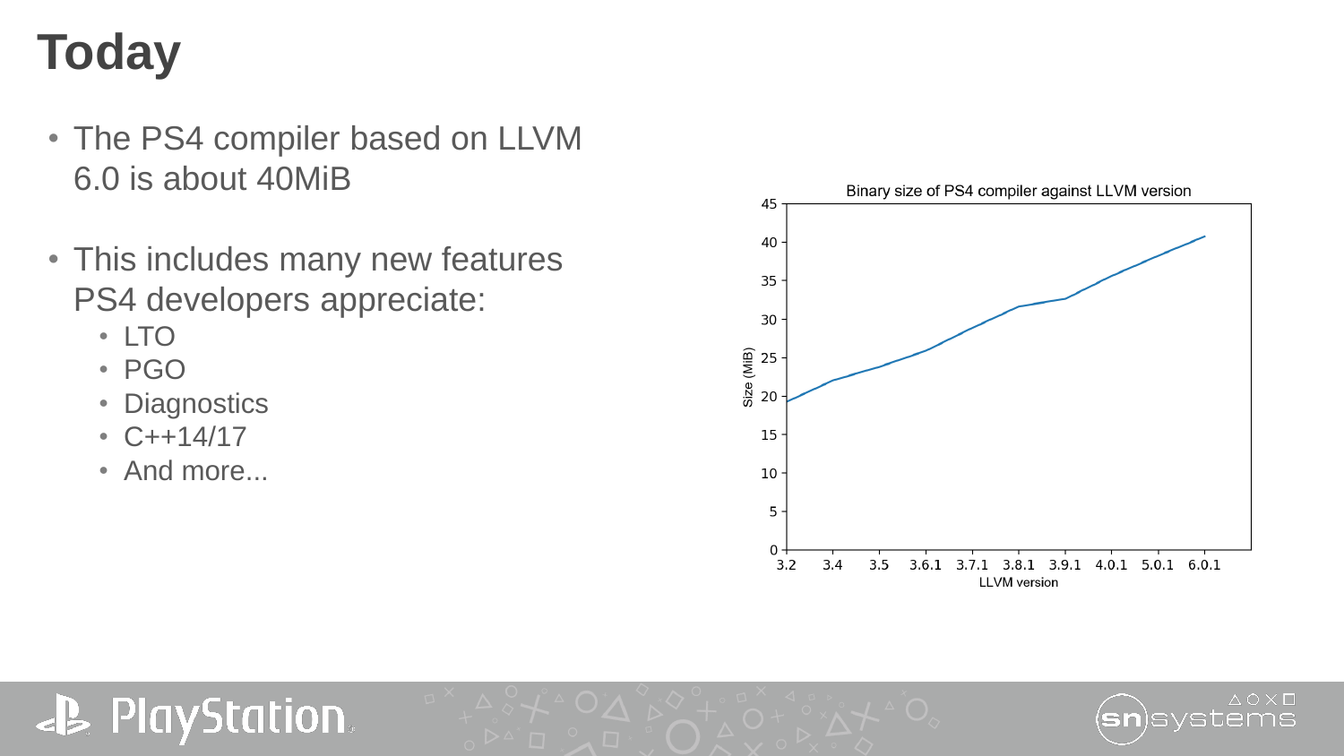# Today

- The PS4 compiler based on LLVM 6.0 is about 40MiB
- This includes many new features PS4 developers appreciate:
  - LTO
  - PGO
  - Diagnostics
  - C++14/17
  - And more...

Binary size of PS4 compiler against LLVM version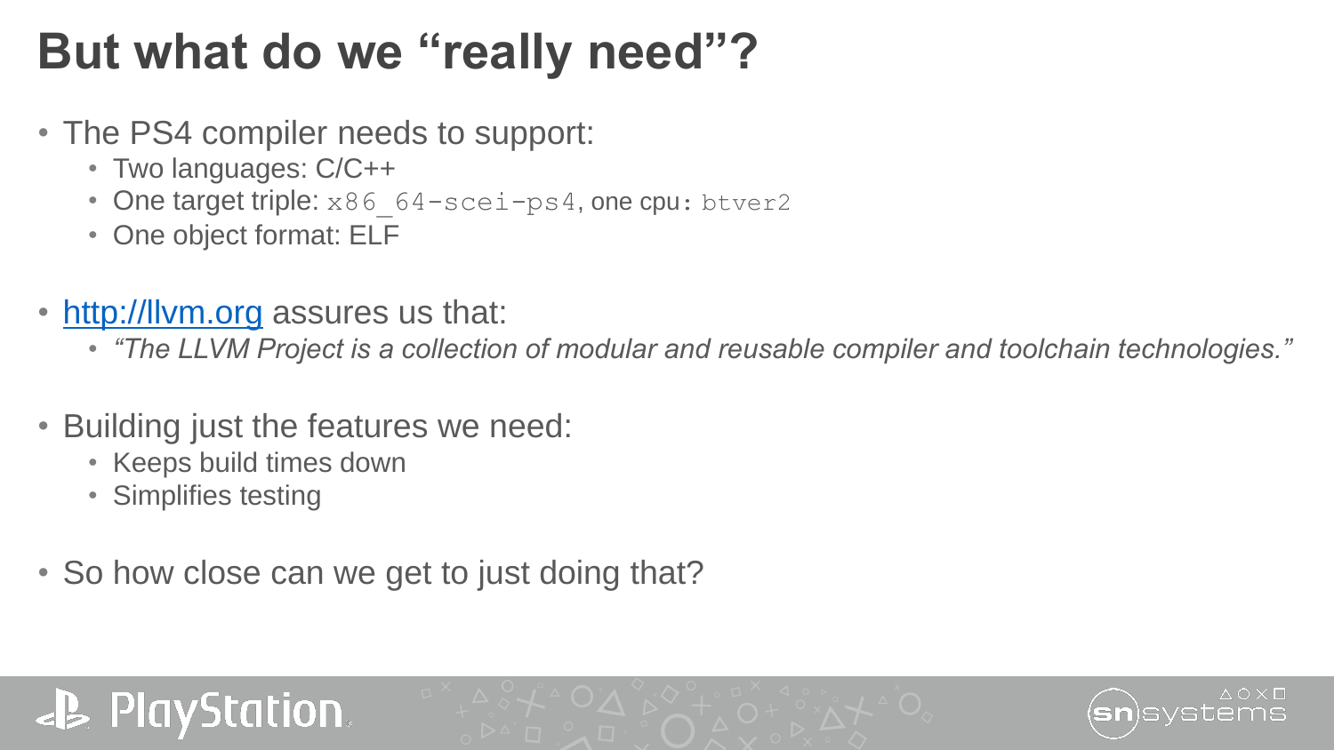# But what do we “really need”?

- The PS4 compiler needs to support:
  - Two languages: C/C++
  - One target triple: `x86_64-scei-ps4`, one cpu: `btver2`
  - One object format: ELF

- [http://llvm.org](http://llvm.org) assures us that:
  - *“The LLVM Project is a collection of modular and reusable compiler and toolchain technologies.”*

- Building just the features we need:
  - Keeps build times down
  - Simplifies testing

- So how close can we get to just doing that?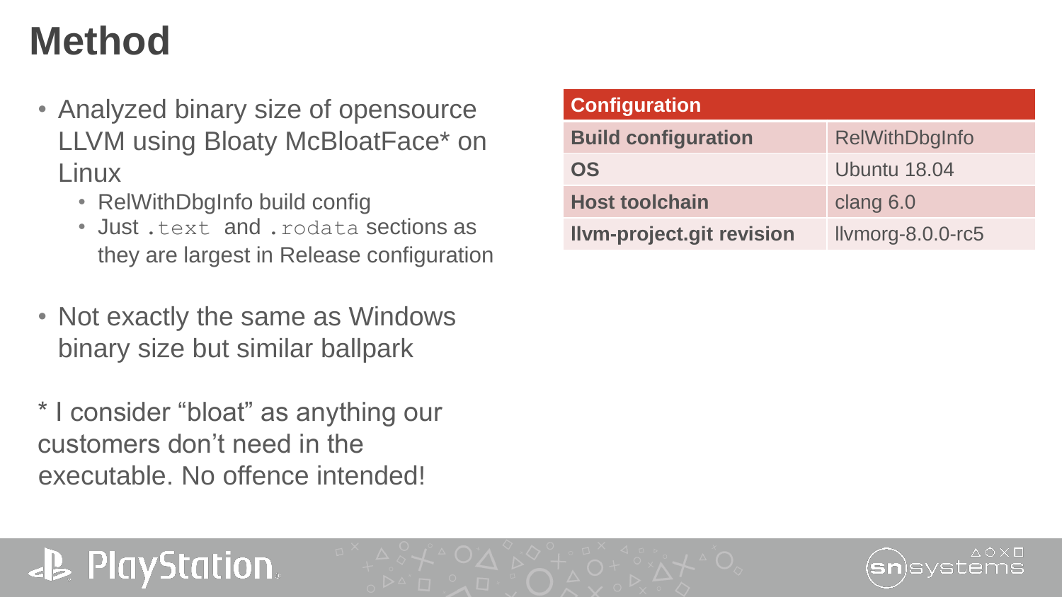# Method

- Analyzed binary size of opensource LLVM using Bloaty McBloatFace* on Linux
  - RelWithDbgInfo build config
  - Just `.text` and `.rodata` sections as they are largest in Release configuration
- Not exactly the same as Windows binary size but similar ballpark

* I consider “bloat” as anything our customers don’t need in the executable. No offence intended!

| Configuration | |
|---|---|
| **Build configuration** | RelWithDbgInfo |
| **OS** | Ubuntu 18.04 |
| **Host toolchain** | clang 6.0 |
| **llvm-project.git revision** | llvmorg-8.0.0-rc5 |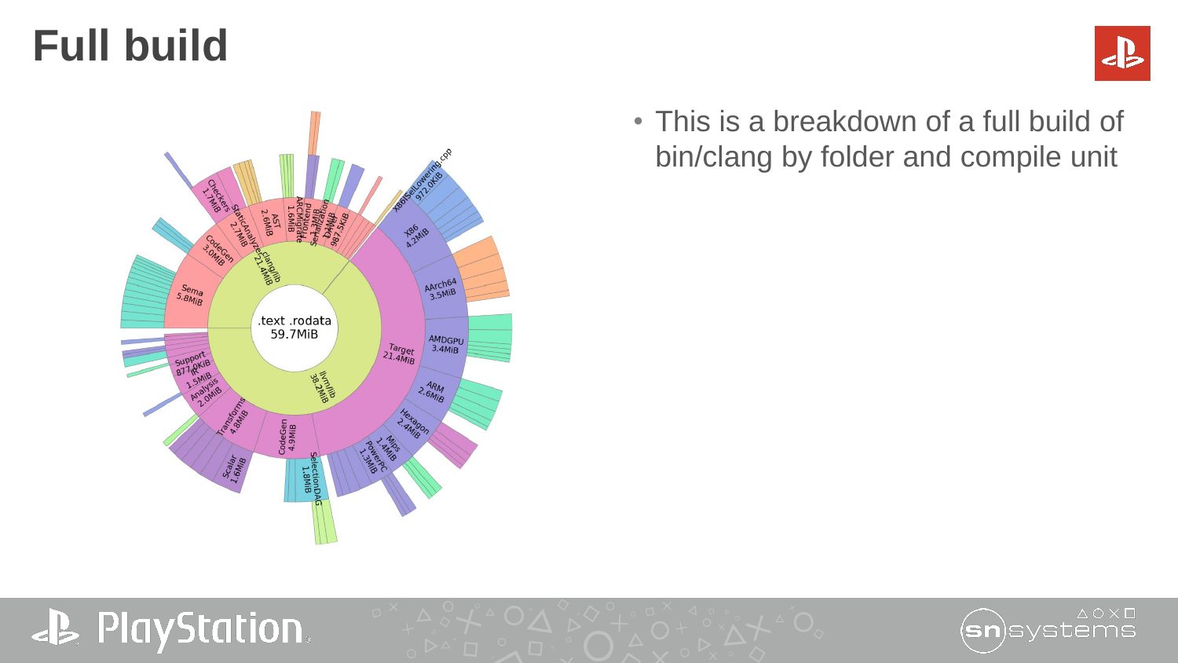# Full build

- This is a breakdown of a full build of bin/clang by folder and compile unit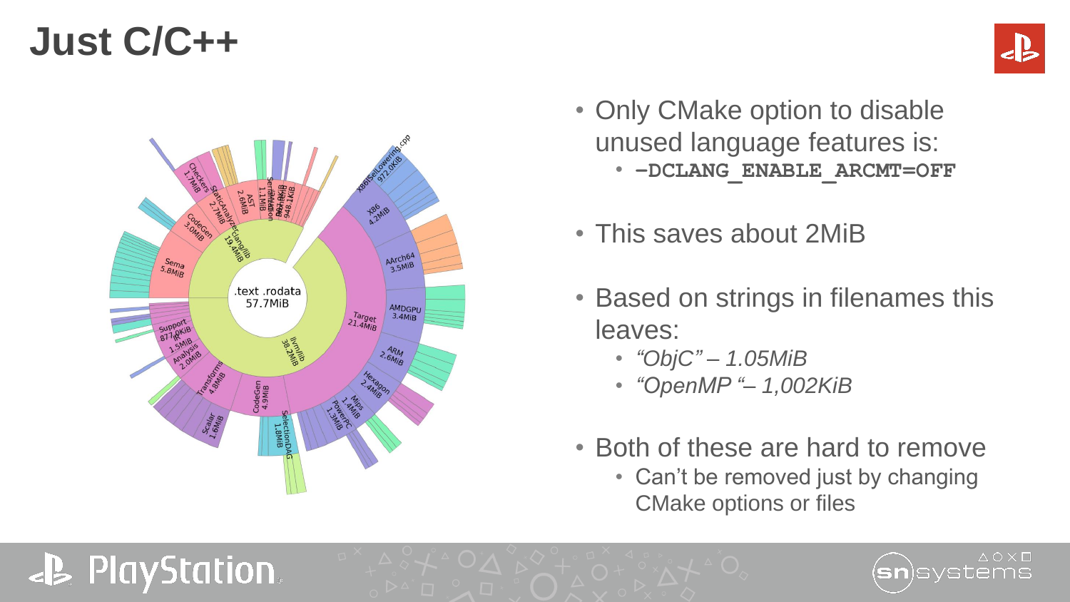# Just C/C++

- Only CMake option to disable unused language features is:
  - **-DCLANG_ENABLE_ARCMT=OFF**
- This saves about 2MiB
- Based on strings in filenames this leaves:
  - *"ObjC" – 1.05MiB*
  - *"OpenMP "– 1,002KiB*
- Both of these are hard to remove
  - Can't be removed just by changing CMake options or files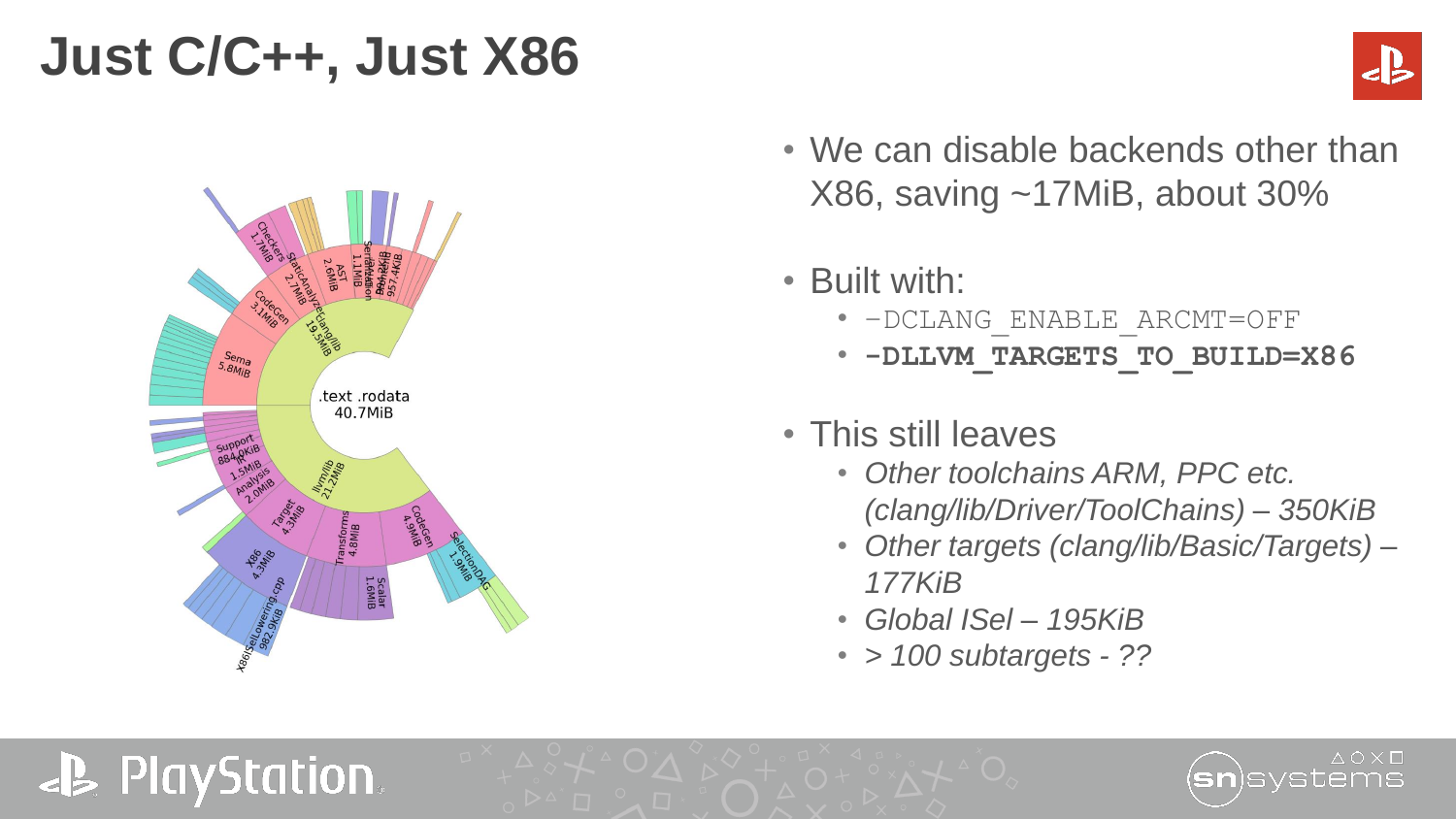# Just C/C++, Just X86

- We can disable backends other than X86, saving ~17MiB, about 30%
- Built with:
  - `-DCLANG_ENABLE_ARCMT=OFF`
  - **`-DLLVM_TARGETS_TO_BUILD=X86`**
- This still leaves
  - *Other toolchains ARM, PPC etc. (clang/lib/Driver/ToolChains) – 350KiB*
  - *Other targets (clang/lib/Basic/Targets) – 177KiB*
  - *Global ISel – 195KiB*
  - *> 100 subtargets - ??*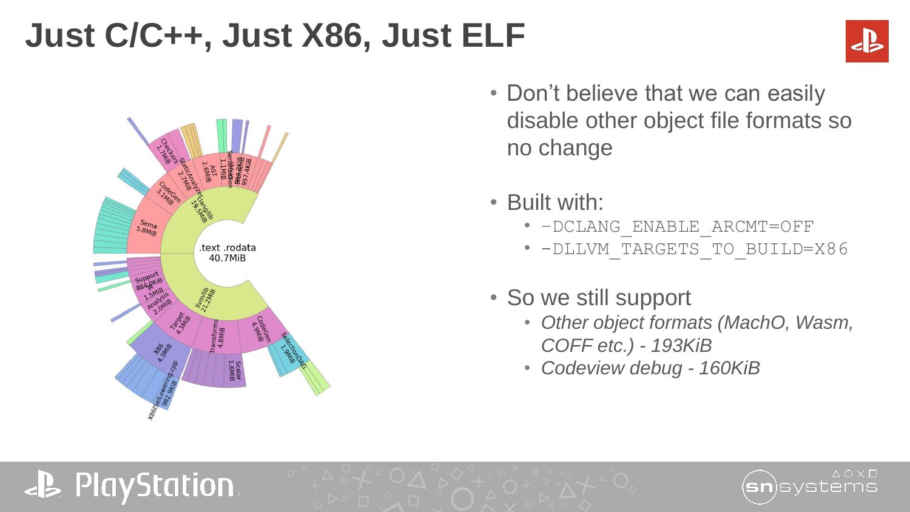# Just C/C++, Just X86, Just ELF

- Don't believe that we can easily disable other object file formats so no change
- Built with:
  - `-DCLANG_ENABLE_ARCMT=OFF`
  - `-DLLVM_TARGETS_TO_BUILD=X86`
- So we still support
  - *Other object formats (MachO, Wasm, COFF etc.) - 193KiB*
  - *Codeview debug - 160KiB*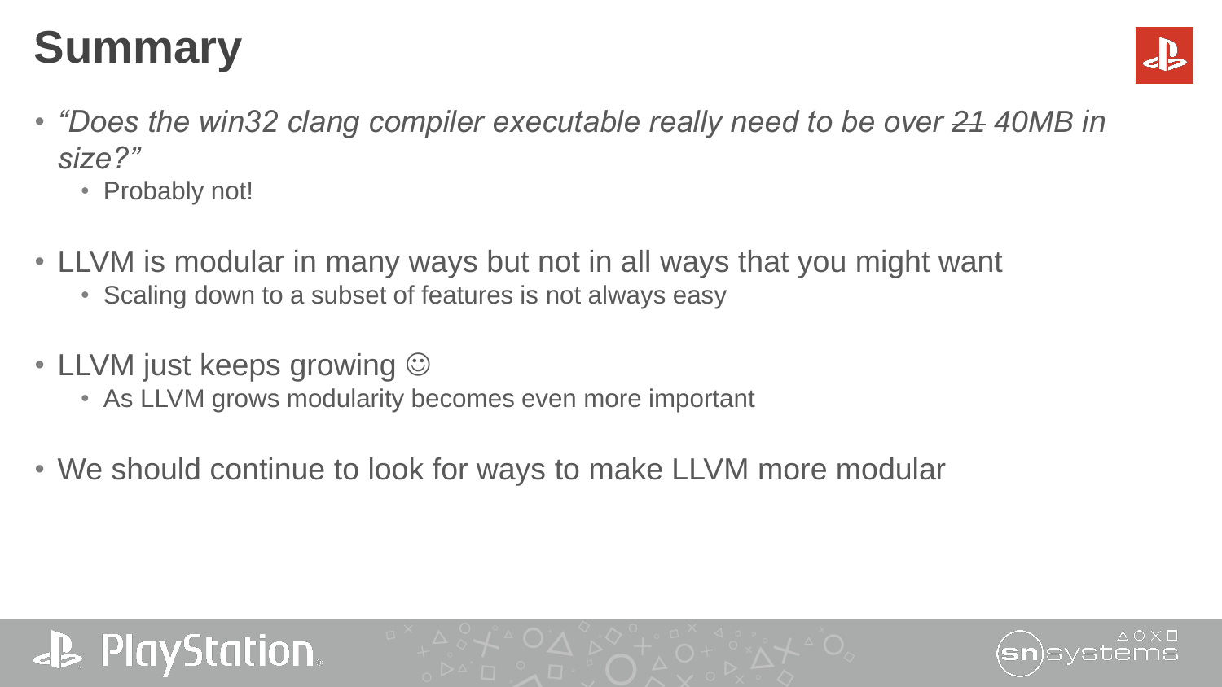# Summary

- *"Does the win32 clang compiler executable really need to be over ~~21~~ 40MB in size?"*
  - Probably not!
- LLVM is modular in many ways but not in all ways that you might want
  - Scaling down to a subset of features is not always easy
- LLVM just keeps growing ☺
  - As LLVM grows modularity becomes even more important
- We should continue to look for ways to make LLVM more modular